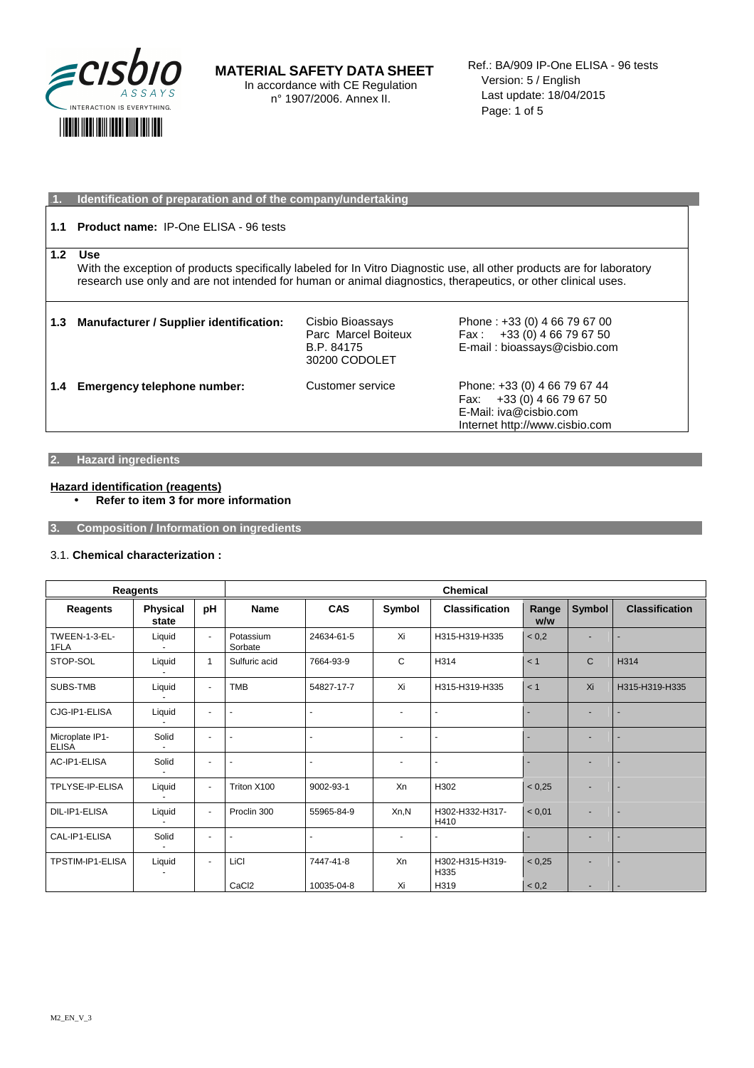**MATERIAL SAFETY DATA SHEET**
In accordance with CE Regulation n° 1907/2006. Annex II.

Ref.: BA/909 IP-One ELISA - 96 tests
Version: 5 / English
Last update: 18/04/2015

## 1. Identification of preparation and of the company/undertaking

**1.1 Product name:** IP-One ELISA - 96 tests

**1.2 Use**
With the exception of products specifically labeled for In Vitro Diagnostic use, all other products are for laboratory research use only and are not intended for human or animal diagnostics, therapeutics, or other clinical uses.

**1.3 Manufacturer / Supplier identification:**

Cisbio Bioassays
Parc Marcel Boiteux
B.P. 84175
30200 CODOLET

Phone : +33 (0) 4 66 79 67 00
Fax : +33 (0) 4 66 79 67 50
E-mail : bioassays@cisbio.com

**1.4 Emergency telephone number:**

Customer service

Phone: +33 (0) 4 66 79 67 44
Fax: +33 (0) 4 66 79 67 50
E-Mail: iva@cisbio.com
Internet http://www.cisbio.com

## 2. Hazard ingredients

**Hazard identification (reagents)**

- **Refer to item 3 for more information**

## 3. Composition / Information on ingredients

3.1. **Chemical characterization :**

| Reagents | | | Chemical | | | | | | |
|---|---|---|---|---|---|---|---|---|---|
| **Reagents** | **Physical state** | **pH** | **Name** | **CAS** | **Symbol** | **Classification** | **Range w/w** | **Symbol** | **Classification** |
| TWEEN-1-3-EL-1FLA | Liquid - | - | Potassium Sorbate | 24634-61-5 | Xi | H315-H319-H335 | < 0,2 | - | - |
| STOP-SOL | Liquid - | 1 | Sulfuric acid | 7664-93-9 | C | H314 | < 1 | C | H314 |
| SUBS-TMB | Liquid - | - | TMB | 54827-17-7 | Xi | H315-H319-H335 | < 1 | Xi | H315-H319-H335 |
| CJG-IP1-ELISA | Liquid - | - | - | - | - | - | - | - | - |
| Microplate IP1-ELISA | Solid - | - | - | - | - | - | - | - | - |
| AC-IP1-ELISA | Solid - | - | - | - | - | - | - | - | - |
| TPLYSE-IP-ELISA | Liquid - | - | Triton X100 | 9002-93-1 | Xn | H302 | < 0,25 | - | - |
| DIL-IP1-ELISA | Liquid - | - | Proclin 300 | 55965-84-9 | Xn,N | H302-H332-H317-H410 | < 0,01 | - | - |
| CAL-IP1-ELISA | Solid - | - | - | - | - | - | - | - | - |
| TPSTIM-IP1-ELISA | Liquid - | - | LiCl | 7447-41-8 | Xn | H302-H315-H319-H335 | < 0,25 | - | - |
| | | | $CaCl_2$ | 10035-04-8 | Xi | H319 | < 0,2 | - | - |

M2_EN_V_3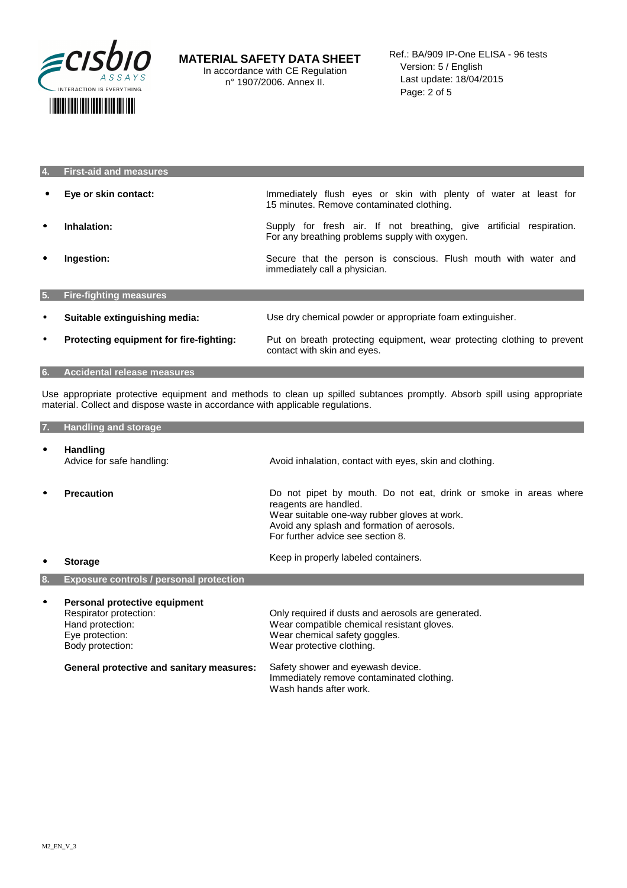## 4. First-aid and measures

- **Eye or skin contact:** Immediately flush eyes or skin with plenty of water at least for 15 minutes. Remove contaminated clothing.
- **Inhalation:** Supply for fresh air. If not breathing, give artificial respiration. For any breathing problems supply with oxygen.
- **Ingestion:** Secure that the person is conscious. Flush mouth with water and immediately call a physician.

## 5. Fire-fighting measures

- **Suitable extinguishing media:** Use dry chemical powder or appropriate foam extinguisher.
- **Protecting equipment for fire-fighting:** Put on breath protecting equipment, wear protecting clothing to prevent contact with skin and eyes.

## 6. Accidental release measures

Use appropriate protective equipment and methods to clean up spilled subtances promptly. Absorb spill using appropriate material. Collect and dispose waste in accordance with applicable regulations.

## 7. Handling and storage

- **Handling**
  Advice for safe handling: Avoid inhalation, contact with eyes, skin and clothing.
- **Precaution**
  Do not pipet by mouth. Do not eat, drink or smoke in areas where reagents are handled.
  Wear suitable one-way rubber gloves at work.
  Avoid any splash and formation of aerosols.
  For further advice see section 8.
- **Storage**
  Keep in properly labeled containers.

## 8. Exposure controls / personal protection

- **Personal protective equipment**
  Respirator protection: Only required if dusts and aerosols are generated.
  Hand protection: Wear compatible chemical resistant gloves.
  Eye protection: Wear chemical safety goggles.
  Body protection: Wear protective clothing.

  **General protective and sanitary measures:** Safety shower and eyewash device.
  Immediately remove contaminated clothing.
  Wash hands after work.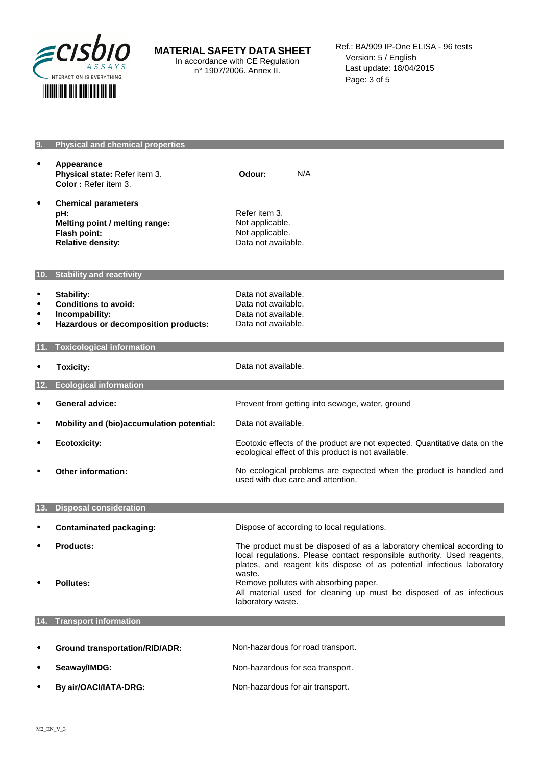## 9. Physical and chemical properties

- **Appearance**
  **Physical state:** Refer item 3.
  **Color :** Refer item 3.
  **Odour:** N/A

- **Chemical parameters**

| | |
|---|---|
| **pH:** | Refer item 3. |
| **Melting point / melting range:** | Not applicable. |
| **Flash point:** | Not applicable. |
| **Relative density:** | Data not available. |

## 10. Stability and reactivity

| | |
|---|---|
| • **Stability:** | Data not available. |
| • **Conditions to avoid:** | Data not available. |
| • **Incompability:** | Data not available. |
| • **Hazardous or decomposition products:** | Data not available. |

## 11. Toxicological information

| | |
|---|---|
| • **Toxicity:** | Data not available. |

## 12. Ecological information

| | |
|---|---|
| • **General advice:** | Prevent from getting into sewage, water, ground |
| • **Mobility and (bio)accumulation potential:** | Data not available. |
| • **Ecotoxicity:** | Ecotoxic effects of the product are not expected. Quantitative data on the ecological effect of this product is not available. |
| • **Other information:** | No ecological problems are expected when the product is handled and used with due care and attention. |

## 13. Disposal consideration

| | |
|---|---|
| • **Contaminated packaging:** | Dispose of according to local regulations. |
| • **Products:** | The product must be disposed of as a laboratory chemical according to local regulations. Please contact responsible authority. Used reagents, plates, and reagent kits dispose of as potential infectious laboratory waste. |
| • **Pollutes:** | Remove pollutes with absorbing paper. All material used for cleaning up must be disposed of as infectious laboratory waste. |

## 14. Transport information

| | |
|---|---|
| • **Ground transportation/RID/ADR:** | Non-hazardous for road transport. |
| • **Seaway/IMDG:** | Non-hazardous for sea transport. |
| • **By air/OACI/IATA-DRG:** | Non-hazardous for air transport. |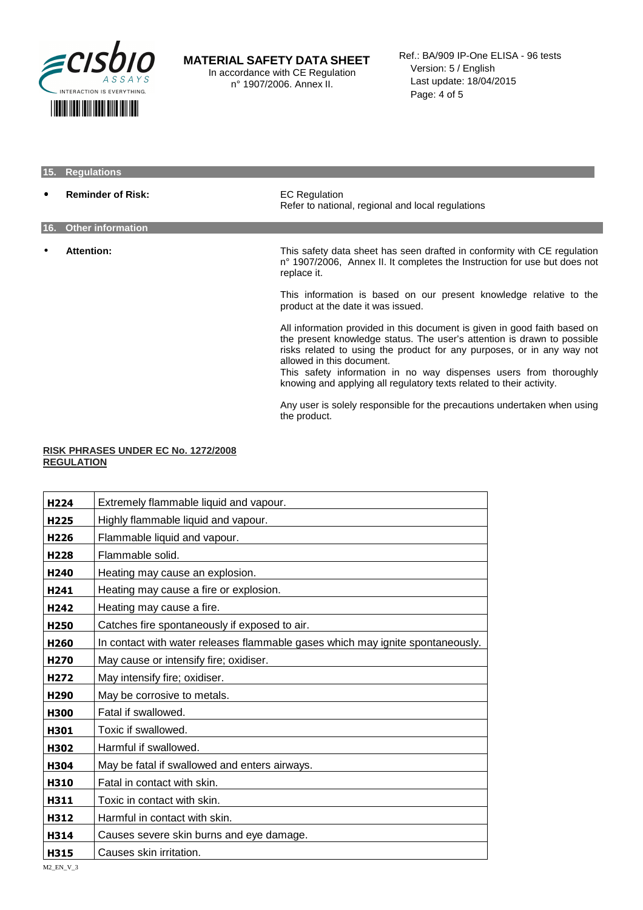## 15. Regulations

- **Reminder of Risk:** EC Regulation
  Refer to national, regional and local regulations

## 16. Other information

- **Attention:** This safety data sheet has seen drafted in conformity with CE regulation n° 1907/2006, Annex II. It completes the Instruction for use but does not replace it.

  This information is based on our present knowledge relative to the product at the date it was issued.

  All information provided in this document is given in good faith based on the present knowledge status. The user's attention is drawn to possible risks related to using the product for any purposes, or in any way not allowed in this document.
  This safety information in no way dispenses users from thoroughly knowing and applying all regulatory texts related to their activity.

  Any user is solely responsible for the precautions undertaken when using the product.

**RISK PHRASES UNDER EC No. 1272/2008 REGULATION**

| | |
|---|---|
| **H224** | Extremely flammable liquid and vapour. |
| **H225** | Highly flammable liquid and vapour. |
| **H226** | Flammable liquid and vapour. |
| **H228** | Flammable solid. |
| **H240** | Heating may cause an explosion. |
| **H241** | Heating may cause a fire or explosion. |
| **H242** | Heating may cause a fire. |
| **H250** | Catches fire spontaneously if exposed to air. |
| **H260** | In contact with water releases flammable gases which may ignite spontaneously. |
| **H270** | May cause or intensify fire; oxidiser. |
| **H272** | May intensify fire; oxidiser. |
| **H290** | May be corrosive to metals. |
| **H300** | Fatal if swallowed. |
| **H301** | Toxic if swallowed. |
| **H302** | Harmful if swallowed. |
| **H304** | May be fatal if swallowed and enters airways. |
| **H310** | Fatal in contact with skin. |
| **H311** | Toxic in contact with skin. |
| **H312** | Harmful in contact with skin. |
| **H314** | Causes severe skin burns and eye damage. |
| **H315** | Causes skin irritation. |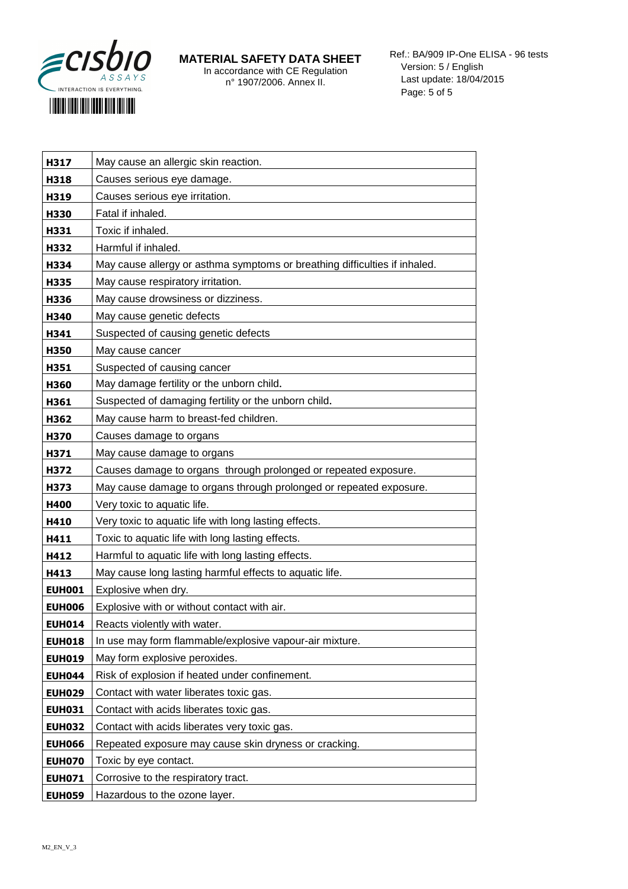| | |
|---|---|
| **H317** | May cause an allergic skin reaction. |
| **H318** | Causes serious eye damage. |
| **H319** | Causes serious eye irritation. |
| **H330** | Fatal if inhaled. |
| **H331** | Toxic if inhaled. |
| **H332** | Harmful if inhaled. |
| **H334** | May cause allergy or asthma symptoms or breathing difficulties if inhaled. |
| **H335** | May cause respiratory irritation. |
| **H336** | May cause drowsiness or dizziness. |
| **H340** | May cause genetic defects |
| **H341** | Suspected of causing genetic defects |
| **H350** | May cause cancer |
| **H351** | Suspected of causing cancer |
| **H360** | May damage fertility or the unborn child. |
| **H361** | Suspected of damaging fertility or the unborn child. |
| **H362** | May cause harm to breast-fed children. |
| **H370** | Causes damage to organs |
| **H371** | May cause damage to organs |
| **H372** | Causes damage to organs through prolonged or repeated exposure. |
| **H373** | May cause damage to organs through prolonged or repeated exposure. |
| **H400** | Very toxic to aquatic life. |
| **H410** | Very toxic to aquatic life with long lasting effects. |
| **H411** | Toxic to aquatic life with long lasting effects. |
| **H412** | Harmful to aquatic life with long lasting effects. |
| **H413** | May cause long lasting harmful effects to aquatic life. |
| **EUH001** | Explosive when dry. |
| **EUH006** | Explosive with or without contact with air. |
| **EUH014** | Reacts violently with water. |
| **EUH018** | In use may form flammable/explosive vapour-air mixture. |
| **EUH019** | May form explosive peroxides. |
| **EUH044** | Risk of explosion if heated under confinement. |
| **EUH029** | Contact with water liberates toxic gas. |
| **EUH031** | Contact with acids liberates toxic gas. |
| **EUH032** | Contact with acids liberates very toxic gas. |
| **EUH066** | Repeated exposure may cause skin dryness or cracking. |
| **EUH070** | Toxic by eye contact. |
| **EUH071** | Corrosive to the respiratory tract. |
| **EUH059** | Hazardous to the ozone layer. |